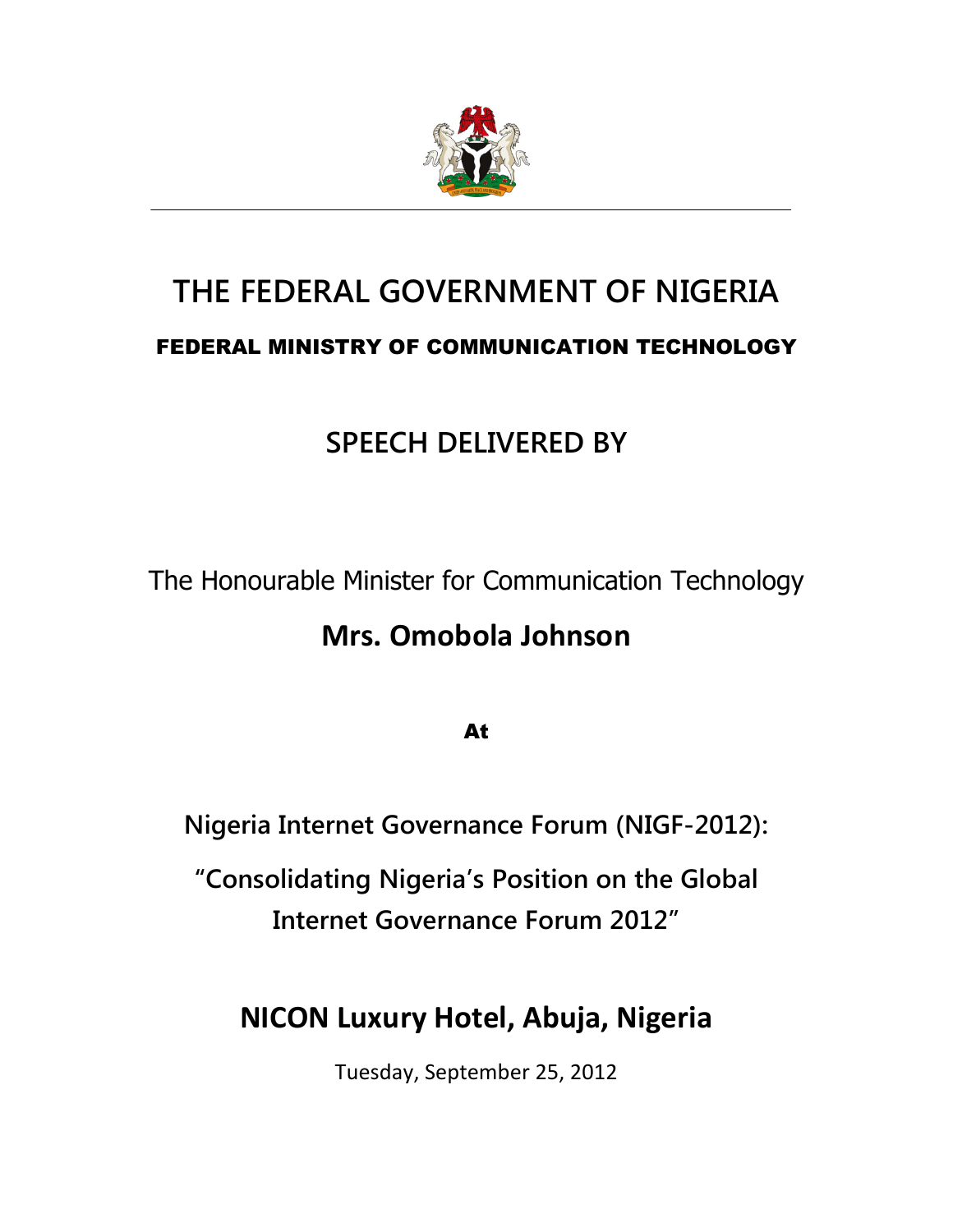# THE FEDERAL GOVERNMENT OF NIGERIA

## FEDERAL MINISTRY OF COMMUNICATION TECHNOLOGY

## SPEECH DELIVERED BY

The Honourable Minister for Communication Technology

**Mrs. Omobola Johnson**

**At**

**Nigeria Internet Governance Forum (NIGF-2012):**

**"Consolidating Nigeria's Position on the Global Internet Governance Forum 2012"**

## NICON Luxury Hotel, Abuja, Nigeria

Tuesday, September 25, 2012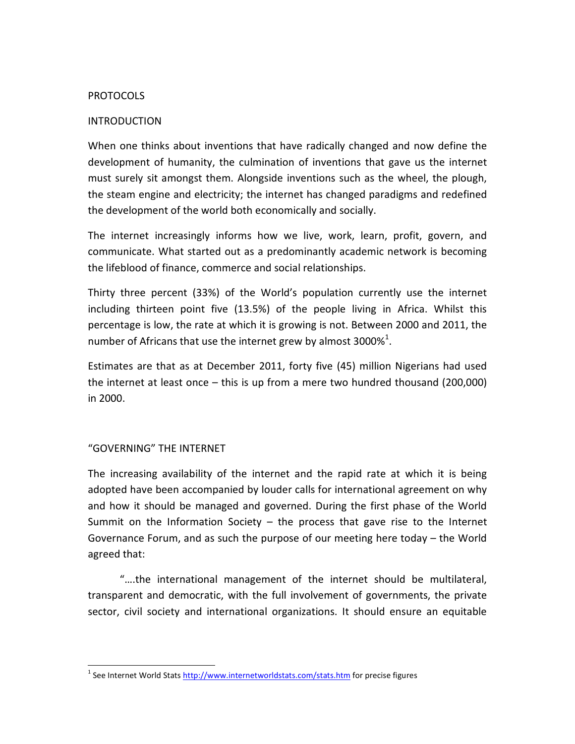PROTOCOLS

INTRODUCTION

When one thinks about inventions that have radically changed and now define the development of humanity, the culmination of inventions that gave us the internet must surely sit amongst them. Alongside inventions such as the wheel, the plough, the steam engine and electricity; the internet has changed paradigms and redefined the development of the world both economically and socially.

The internet increasingly informs how we live, work, learn, profit, govern, and communicate. What started out as a predominantly academic network is becoming the lifeblood of finance, commerce and social relationships.

Thirty three percent (33%) of the World's population currently use the internet including thirteen point five (13.5%) of the people living in Africa. Whilst this percentage is low, the rate at which it is growing is not. Between 2000 and 2011, the number of Africans that use the internet grew by almost 3000%[1].

Estimates are that as at December 2011, forty five (45) million Nigerians had used the internet at least once – this is up from a mere two hundred thousand (200,000) in 2000.

"GOVERNING" THE INTERNET

The increasing availability of the internet and the rapid rate at which it is being adopted have been accompanied by louder calls for international agreement on why and how it should be managed and governed. During the first phase of the World Summit on the Information Society – the process that gave rise to the Internet Governance Forum, and as such the purpose of our meeting here today – the World agreed that:

> "….the international management of the internet should be multilateral, transparent and democratic, with the full involvement of governments, the private sector, civil society and international organizations. It should ensure an equitable

[1] See Internet World Stats http://www.internetworldstats.com/stats.htm for precise figures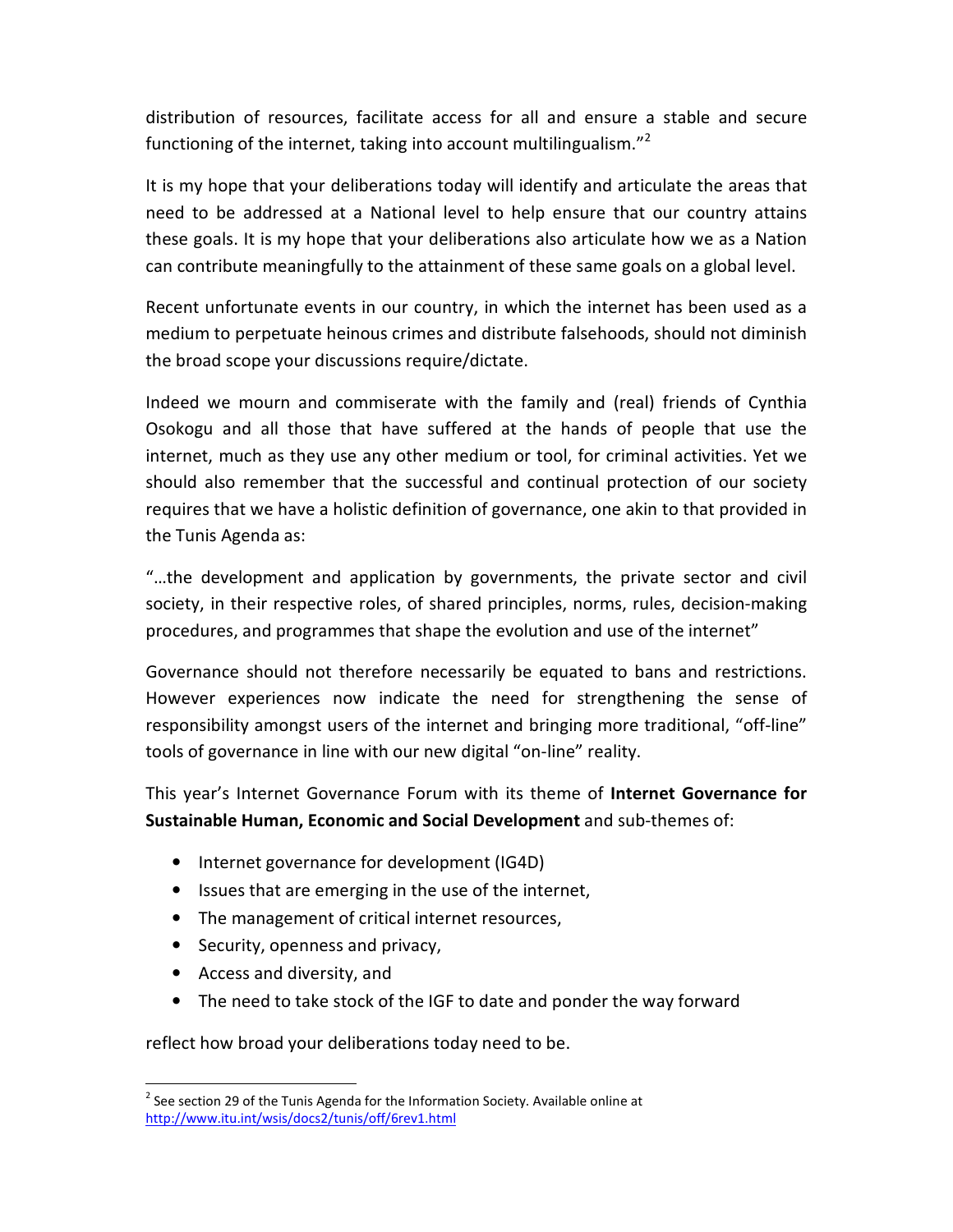distribution of resources, facilitate access for all and ensure a stable and secure functioning of the internet, taking into account multilingualism."[2]

It is my hope that your deliberations today will identify and articulate the areas that need to be addressed at a National level to help ensure that our country attains these goals. It is my hope that your deliberations also articulate how we as a Nation can contribute meaningfully to the attainment of these same goals on a global level.

Recent unfortunate events in our country, in which the internet has been used as a medium to perpetuate heinous crimes and distribute falsehoods, should not diminish the broad scope your discussions require/dictate.

Indeed we mourn and commiserate with the family and (real) friends of Cynthia Osokogu and all those that have suffered at the hands of people that use the internet, much as they use any other medium or tool, for criminal activities. Yet we should also remember that the successful and continual protection of our society requires that we have a holistic definition of governance, one akin to that provided in the Tunis Agenda as:

"…the development and application by governments, the private sector and civil society, in their respective roles, of shared principles, norms, rules, decision-making procedures, and programmes that shape the evolution and use of the internet"

Governance should not therefore necessarily be equated to bans and restrictions. However experiences now indicate the need for strengthening the sense of responsibility amongst users of the internet and bringing more traditional, "off-line" tools of governance in line with our new digital "on-line" reality.

This year's Internet Governance Forum with its theme of **Internet Governance for Sustainable Human, Economic and Social Development** and sub-themes of:

- Internet governance for development (IG4D)
- Issues that are emerging in the use of the internet,
- The management of critical internet resources,
- Security, openness and privacy,
- Access and diversity, and
- The need to take stock of the IGF to date and ponder the way forward

reflect how broad your deliberations today need to be.

---

[2] See section 29 of the Tunis Agenda for the Information Society. Available online at http://www.itu.int/wsis/docs2/tunis/off/6rev1.html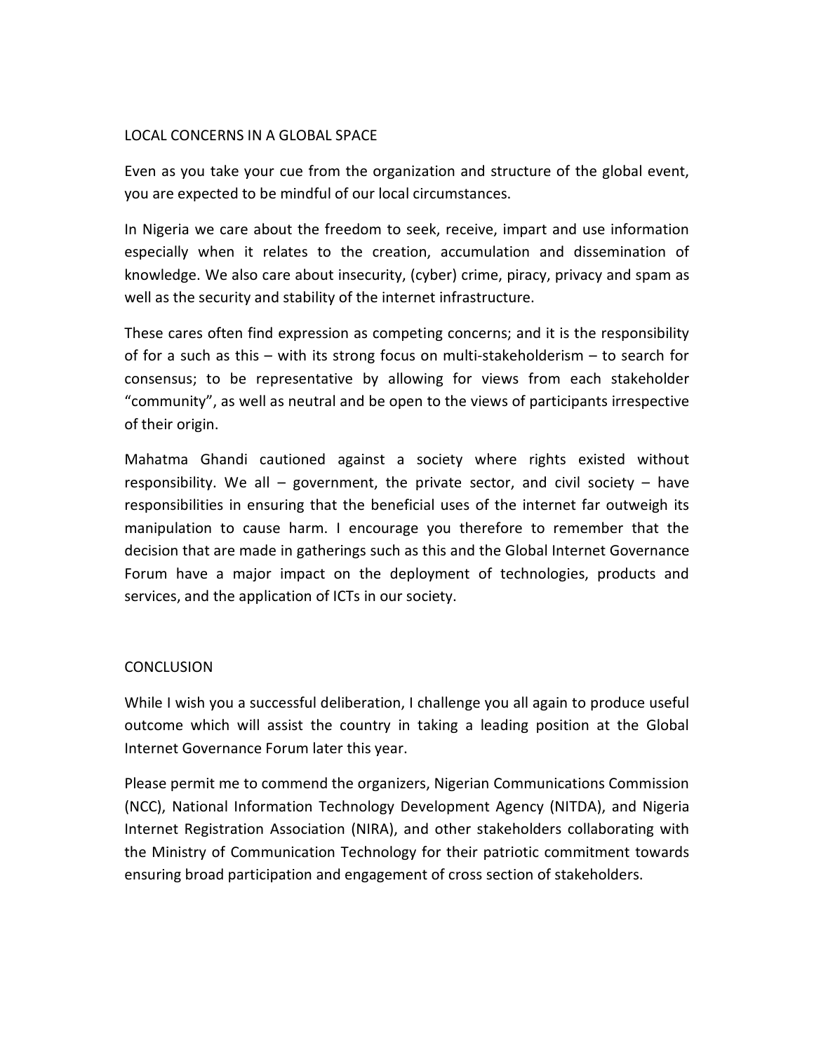## LOCAL CONCERNS IN A GLOBAL SPACE

Even as you take your cue from the organization and structure of the global event, you are expected to be mindful of our local circumstances.

In Nigeria we care about the freedom to seek, receive, impart and use information especially when it relates to the creation, accumulation and dissemination of knowledge. We also care about insecurity, (cyber) crime, piracy, privacy and spam as well as the security and stability of the internet infrastructure.

These cares often find expression as competing concerns; and it is the responsibility of for a such as this – with its strong focus on multi-stakeholderism – to search for consensus; to be representative by allowing for views from each stakeholder "community", as well as neutral and be open to the views of participants irrespective of their origin.

Mahatma Ghandi cautioned against a society where rights existed without responsibility. We all – government, the private sector, and civil society – have responsibilities in ensuring that the beneficial uses of the internet far outweigh its manipulation to cause harm. I encourage you therefore to remember that the decision that are made in gatherings such as this and the Global Internet Governance Forum have a major impact on the deployment of technologies, products and services, and the application of ICTs in our society.

## CONCLUSION

While I wish you a successful deliberation, I challenge you all again to produce useful outcome which will assist the country in taking a leading position at the Global Internet Governance Forum later this year.

Please permit me to commend the organizers, Nigerian Communications Commission (NCC), National Information Technology Development Agency (NITDA), and Nigeria Internet Registration Association (NIRA), and other stakeholders collaborating with the Ministry of Communication Technology for their patriotic commitment towards ensuring broad participation and engagement of cross section of stakeholders.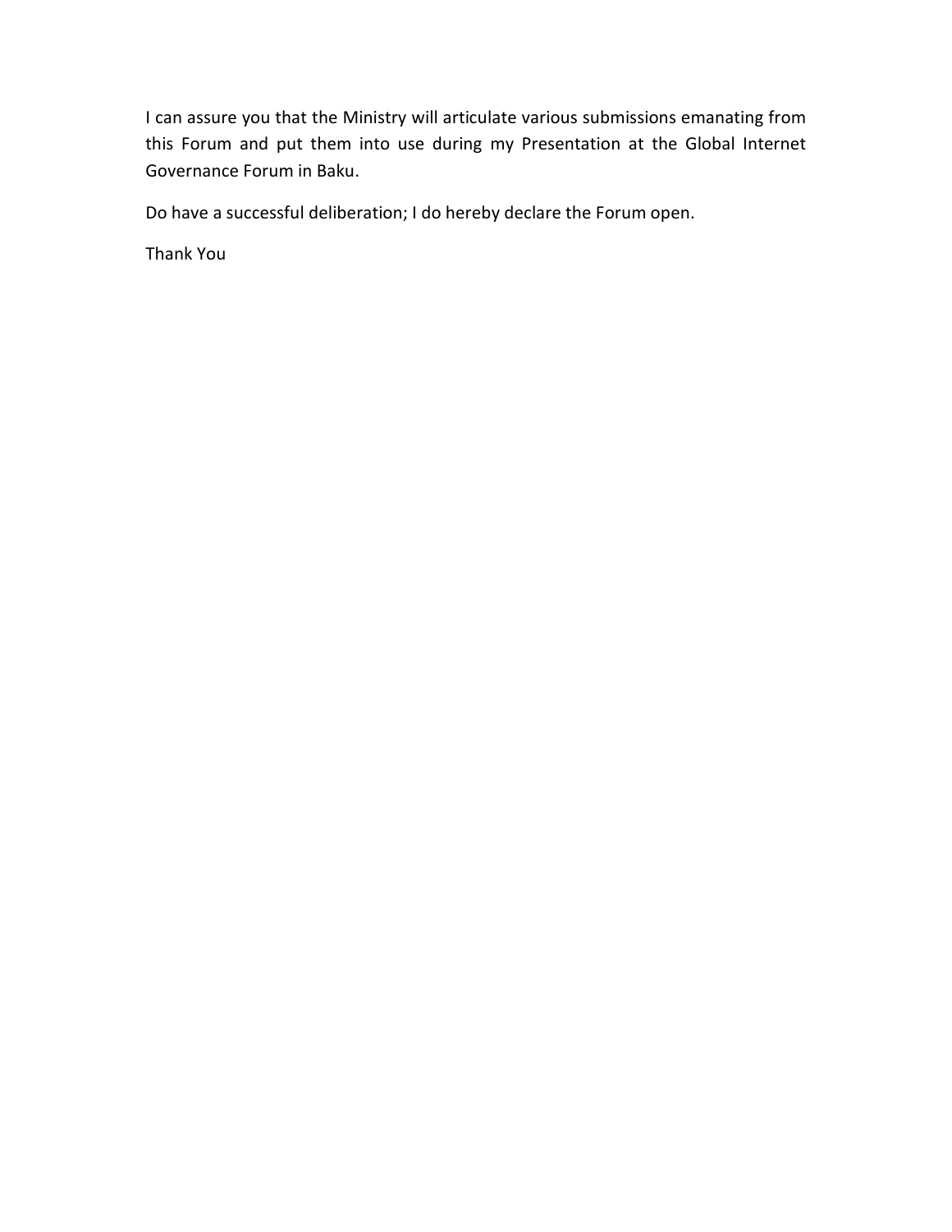I can assure you that the Ministry will articulate various submissions emanating from this Forum and put them into use during my Presentation at the Global Internet Governance Forum in Baku.

Do have a successful deliberation; I do hereby declare the Forum open.

Thank You